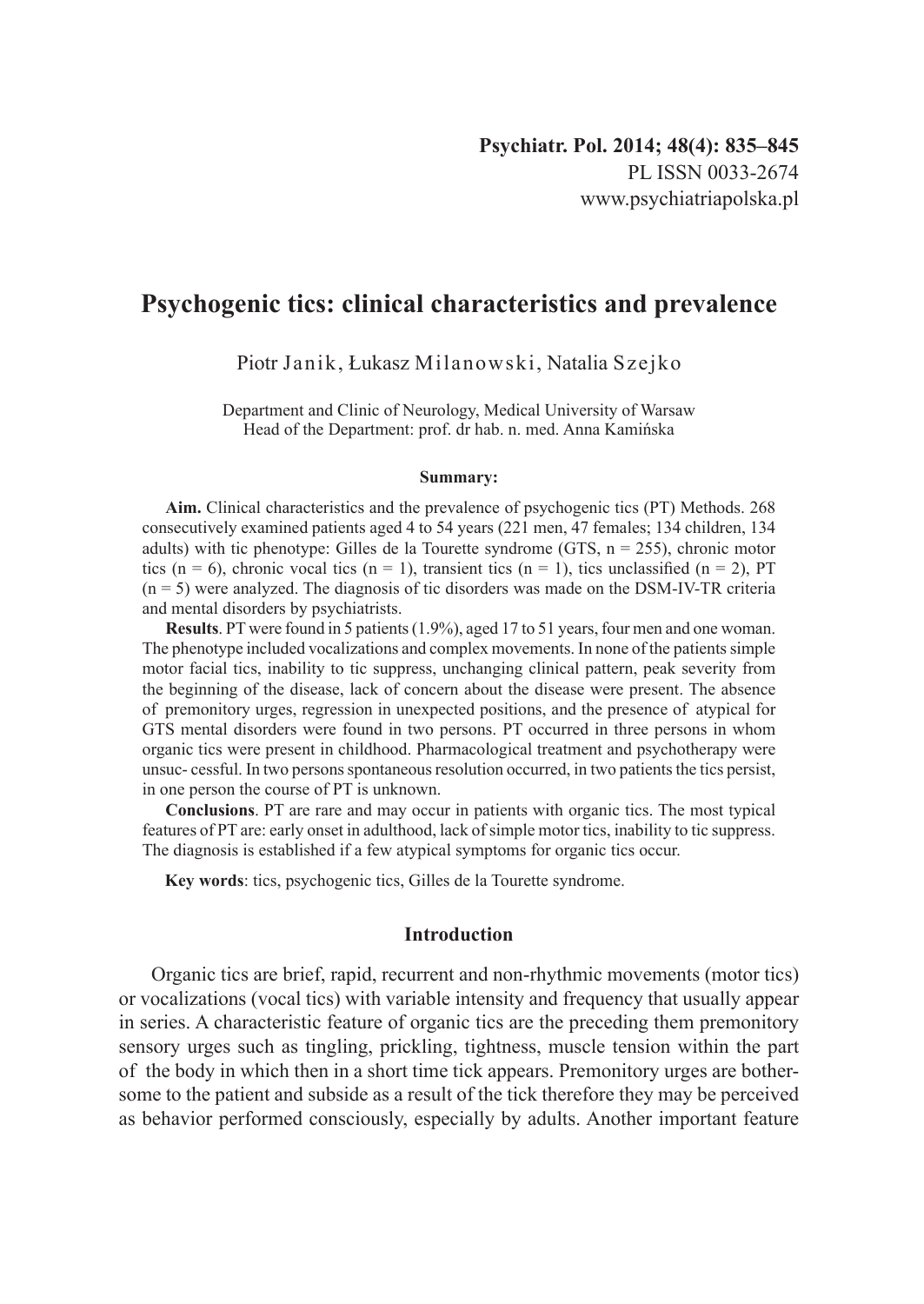# Psychogenic tics: clinical characteristics and prevalence

Piotr Janik, Łukasz Milanowski, Natalia Szejko

Department and Clinic of Neurology, Medical University of Warsaw
Head of the Department: prof. dr hab. n. med. Anna Kamińska

**Summary:**

**Aim.** Clinical characteristics and the prevalence of psychogenic tics (PT) Methods. 268 consecutively examined patients aged 4 to 54 years (221 men, 47 females; 134 children, 134 adults) with tic phenotype: Gilles de la Tourette syndrome (GTS, n = 255), chronic motor tics (n = 6), chronic vocal tics (n = 1), transient tics (n = 1), tics unclassified (n = 2), PT (n = 5) were analyzed. The diagnosis of tic disorders was made on the DSM-IV-TR criteria and mental disorders by psychiatrists.

**Results**. PT were found in 5 patients (1.9%), aged 17 to 51 years, four men and one woman. The phenotype included vocalizations and complex movements. In none of the patients simple motor facial tics, inability to tic suppress, unchanging clinical pattern, peak severity from the beginning of the disease, lack of concern about the disease were present. The absence of premonitory urges, regression in unexpected positions, and the presence of atypical for GTS mental disorders were found in two persons. PT occurred in three persons in whom organic tics were present in childhood. Pharmacological treatment and psychotherapy were unsuc- cessful. In two persons spontaneous resolution occurred, in two patients the tics persist, in one person the course of PT is unknown.

**Conclusions**. PT are rare and may occur in patients with organic tics. The most typical features of PT are: early onset in adulthood, lack of simple motor tics, inability to tic suppress. The diagnosis is established if a few atypical symptoms for organic tics occur.

**Key words**: tics, psychogenic tics, Gilles de la Tourette syndrome.

## Introduction

Organic tics are brief, rapid, recurrent and non-rhythmic movements (motor tics) or vocalizations (vocal tics) with variable intensity and frequency that usually appear in series. A characteristic feature of organic tics are the preceding them premonitory sensory urges such as tingling, prickling, tightness, muscle tension within the part of the body in which then in a short time tick appears. Premonitory urges are bothersome to the patient and subside as a result of the tick therefore they may be perceived as behavior performed consciously, especially by adults. Another important feature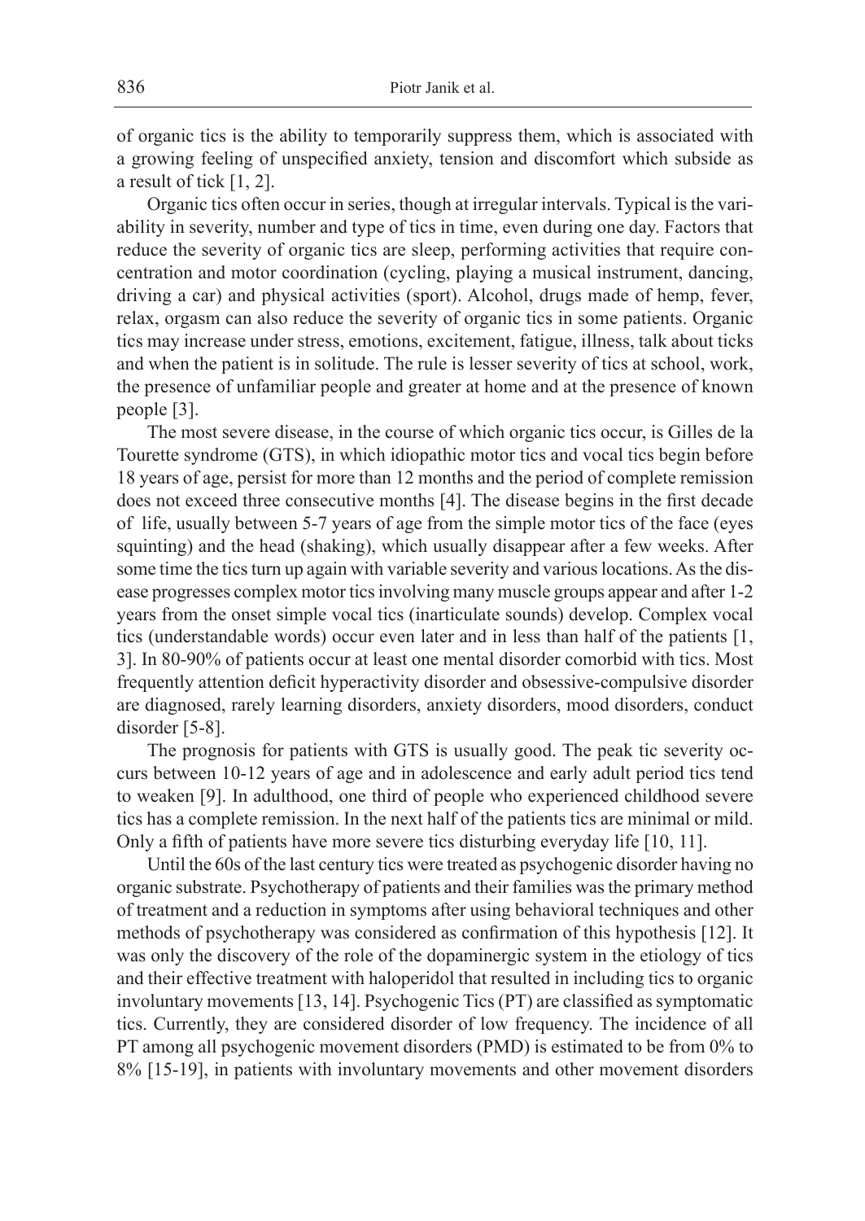of organic tics is the ability to temporarily suppress them, which is associated with a growing feeling of unspecified anxiety, tension and discomfort which subside as a result of tick [1, 2].

Organic tics often occur in series, though at irregular intervals. Typical is the variability in severity, number and type of tics in time, even during one day. Factors that reduce the severity of organic tics are sleep, performing activities that require concentration and motor coordination (cycling, playing a musical instrument, dancing, driving a car) and physical activities (sport). Alcohol, drugs made of hemp, fever, relax, orgasm can also reduce the severity of organic tics in some patients. Organic tics may increase under stress, emotions, excitement, fatigue, illness, talk about ticks and when the patient is in solitude. The rule is lesser severity of tics at school, work, the presence of unfamiliar people and greater at home and at the presence of known people [3].

The most severe disease, in the course of which organic tics occur, is Gilles de la Tourette syndrome (GTS), in which idiopathic motor tics and vocal tics begin before 18 years of age, persist for more than 12 months and the period of complete remission does not exceed three consecutive months [4]. The disease begins in the first decade of life, usually between 5-7 years of age from the simple motor tics of the face (eyes squinting) and the head (shaking), which usually disappear after a few weeks. After some time the tics turn up again with variable severity and various locations. As the disease progresses complex motor tics involving many muscle groups appear and after 1-2 years from the onset simple vocal tics (inarticulate sounds) develop. Complex vocal tics (understandable words) occur even later and in less than half of the patients [1, 3]. In 80-90% of patients occur at least one mental disorder comorbid with tics. Most frequently attention deficit hyperactivity disorder and obsessive-compulsive disorder are diagnosed, rarely learning disorders, anxiety disorders, mood disorders, conduct disorder [5-8].

The prognosis for patients with GTS is usually good. The peak tic severity occurs between 10-12 years of age and in adolescence and early adult period tics tend to weaken [9]. In adulthood, one third of people who experienced childhood severe tics has a complete remission. In the next half of the patients tics are minimal or mild. Only a fifth of patients have more severe tics disturbing everyday life [10, 11].

Until the 60s of the last century tics were treated as psychogenic disorder having no organic substrate. Psychotherapy of patients and their families was the primary method of treatment and a reduction in symptoms after using behavioral techniques and other methods of psychotherapy was considered as confirmation of this hypothesis [12]. It was only the discovery of the role of the dopaminergic system in the etiology of tics and their effective treatment with haloperidol that resulted in including tics to organic involuntary movements [13, 14]. Psychogenic Tics (PT) are classified as symptomatic tics. Currently, they are considered disorder of low frequency. The incidence of all PT among all psychogenic movement disorders (PMD) is estimated to be from 0% to 8% [15-19], in patients with involuntary movements and other movement disorders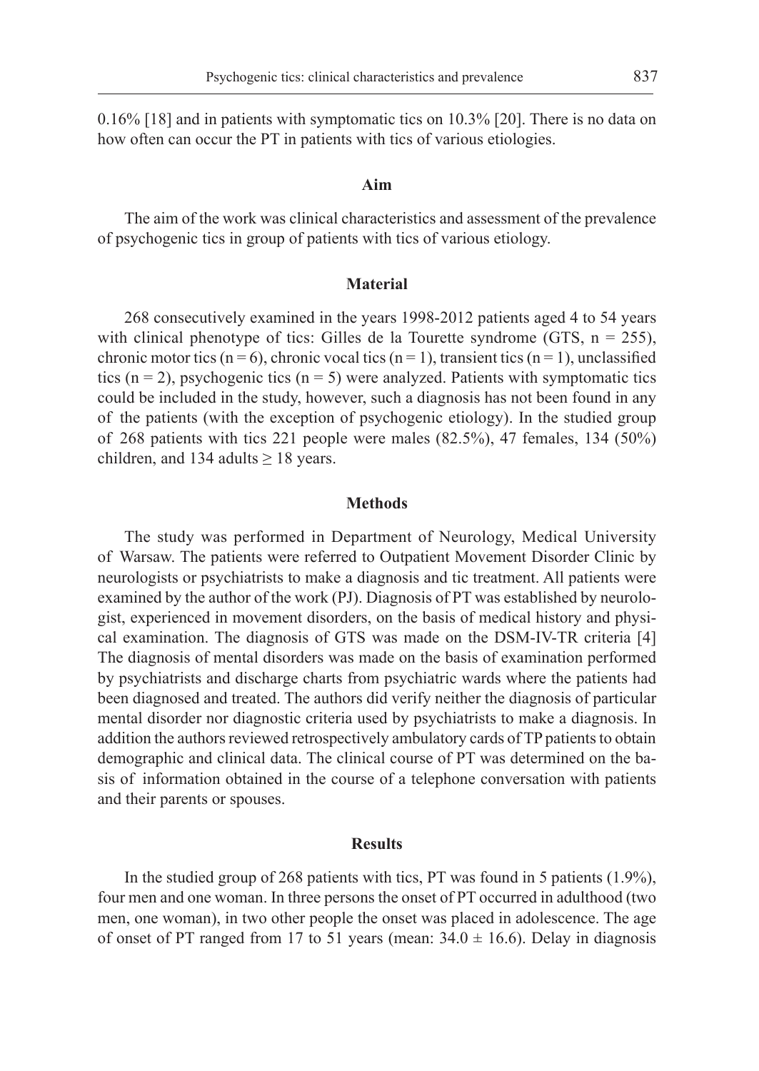0.16% [18] and in patients with symptomatic tics on 10.3% [20]. There is no data on how often can occur the PT in patients with tics of various etiologies.

## Aim

The aim of the work was clinical characteristics and assessment of the prevalence of psychogenic tics in group of patients with tics of various etiology.

## Material

268 consecutively examined in the years 1998-2012 patients aged 4 to 54 years with clinical phenotype of tics: Gilles de la Tourette syndrome (GTS, n = 255), chronic motor tics (n = 6), chronic vocal tics (n = 1), transient tics (n = 1), unclassified tics (n = 2), psychogenic tics (n = 5) were analyzed. Patients with symptomatic tics could be included in the study, however, such a diagnosis has not been found in any of the patients (with the exception of psychogenic etiology). In the studied group of 268 patients with tics 221 people were males (82.5%), 47 females, 134 (50%) children, and 134 adults ≥ 18 years.

## Methods

The study was performed in Department of Neurology, Medical University of Warsaw. The patients were referred to Outpatient Movement Disorder Clinic by neurologists or psychiatrists to make a diagnosis and tic treatment. All patients were examined by the author of the work (PJ). Diagnosis of PT was established by neurologist, experienced in movement disorders, on the basis of medical history and physical examination. The diagnosis of GTS was made on the DSM-IV-TR criteria [4] The diagnosis of mental disorders was made on the basis of examination performed by psychiatrists and discharge charts from psychiatric wards where the patients had been diagnosed and treated. The authors did verify neither the diagnosis of particular mental disorder nor diagnostic criteria used by psychiatrists to make a diagnosis. In addition the authors reviewed retrospectively ambulatory cards of TP patients to obtain demographic and clinical data. The clinical course of PT was determined on the basis of information obtained in the course of a telephone conversation with patients and their parents or spouses.

## Results

In the studied group of 268 patients with tics, PT was found in 5 patients (1.9%), four men and one woman. In three persons the onset of PT occurred in adulthood (two men, one woman), in two other people the onset was placed in adolescence. The age of onset of PT ranged from 17 to 51 years (mean: 34.0 ± 16.6). Delay in diagnosis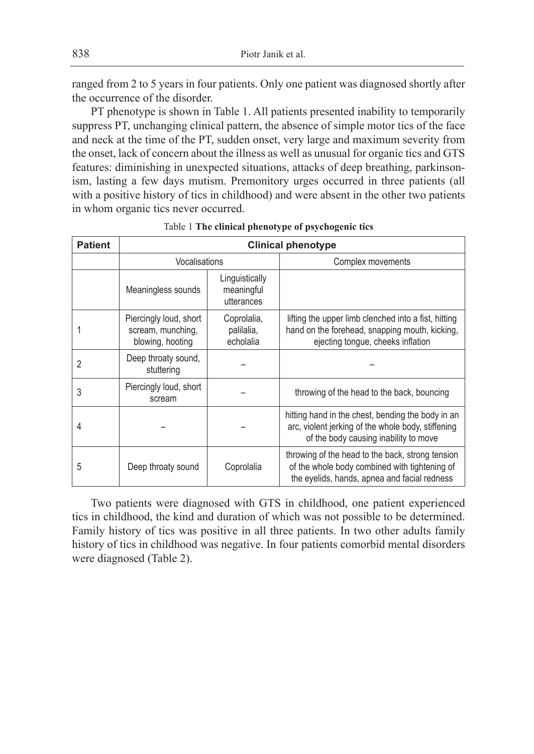ranged from 2 to 5 years in four patients. Only one patient was diagnosed shortly after the occurrence of the disorder.

PT phenotype is shown in Table 1. All patients presented inability to temporarily suppress PT, unchanging clinical pattern, the absence of simple motor tics of the face and neck at the time of the PT, sudden onset, very large and maximum severity from the onset, lack of concern about the illness as well as unusual for organic tics and GTS features: diminishing in unexpected situations, attacks of deep breathing, parkinsonism, lasting a few days mutism. Premonitory urges occurred in three patients (all with a positive history of tics in childhood) and were absent in the other two patients in whom organic tics never occurred.

Table 1 **The clinical phenotype of psychogenic tics**

| **Patient** | **Clinical phenotype** | | |
|---|---|---|---|
| | Vocalisations | | Complex movements |
| | Meaningless sounds | Linguistically meaningful utterances | |
| 1 | Piercingly loud, short scream, munching, blowing, hooting | Coprolalia, palilalia, echolalia | lifting the upper limb clenched into a fist, hitting hand on the forehead, snapping mouth, kicking, ejecting tongue, cheeks inflation |
| 2 | Deep throaty sound, stuttering | – | – |
| 3 | Piercingly loud, short scream | – | throwing of the head to the back, bouncing |
| 4 | – | – | hitting hand in the chest, bending the body in an arc, violent jerking of the whole body, stiffening of the body causing inability to move |
| 5 | Deep throaty sound | Coprolalia | throwing of the head to the back, strong tension of the whole body combined with tightening of the eyelids, hands, apnea and facial redness |

Two patients were diagnosed with GTS in childhood, one patient experienced tics in childhood, the kind and duration of which was not possible to be determined. Family history of tics was positive in all three patients. In two other adults family history of tics in childhood was negative. In four patients comorbid mental disorders were diagnosed (Table 2).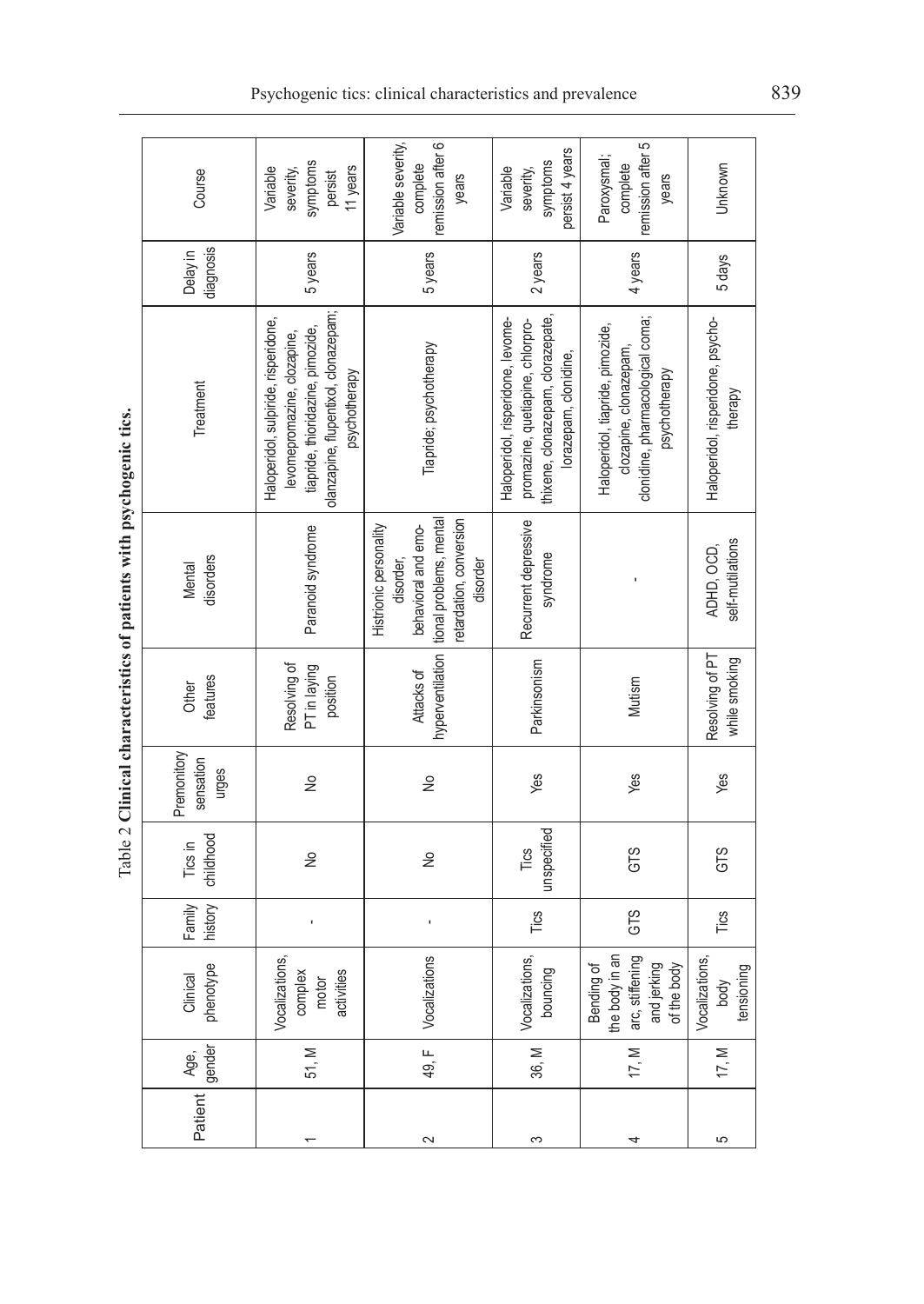Table 2 **Clinical characteristics of patients with psychogenic tics.**

| Patient | Age, gender | Clinical phenotype | Family history | Tics in childhood | Premonitory sensation urges | Other features | Mental disorders | Treatment | Delay in diagnosis | Course |
|---|---|---|---|---|---|---|---|---|---|---|
| 1 | 51, M | Vocalizations, complex motor activities | - | No | No | Resolving of PT in laying position | Paranoid syndrome | Haloperidol, sulpiride, risperidone, levomepromazine, clozapine, tiapride, thioridazine, pimozide, olanzapine, flupentixol, clonazepam; psychotherapy | 5 years | Variable severity, symptoms persist 11 years |
| 2 | 49, F | Vocalizations | - | No | No | Attacks of hyperventilation | Histrionic personality disorder, behavioral and emotional problems, mental retardation, conversion disorder | Tiapride; psychotherapy | 5 years | Variable severity, complete remission after 6 years |
| 3 | 36, M | Vocalizations, bouncing | Tics | Tics unspecified | Yes | Parkinsonism | Recurrent depressive syndrome | Haloperidol, risperidone, levomepromazine, quetiapine, chlorprothixene, clonazepam, clorazepate, lorazepam, clonidine, | 2 years | Variable severity, symptoms persist 4 years |
| 4 | 17, M | Bending of the body in an arc, stiffening and jerking of the body | GTS | GTS | Yes | Mutism | - | Haloperidol, tiapride, pimozide, clozapine, clonazepam, clonidine, pharmacological coma; psychotherapy | 4 years | Paroxysmal; complete remission after 5 years |
| 5 | 17, M | Vocalizations, body tensioning | Tics | GTS | Yes | Resolving of PT while smoking | ADHD, OCD, self-mutilations | Haloperidol, risperidone, psychotherapy | 5 days | Unknown |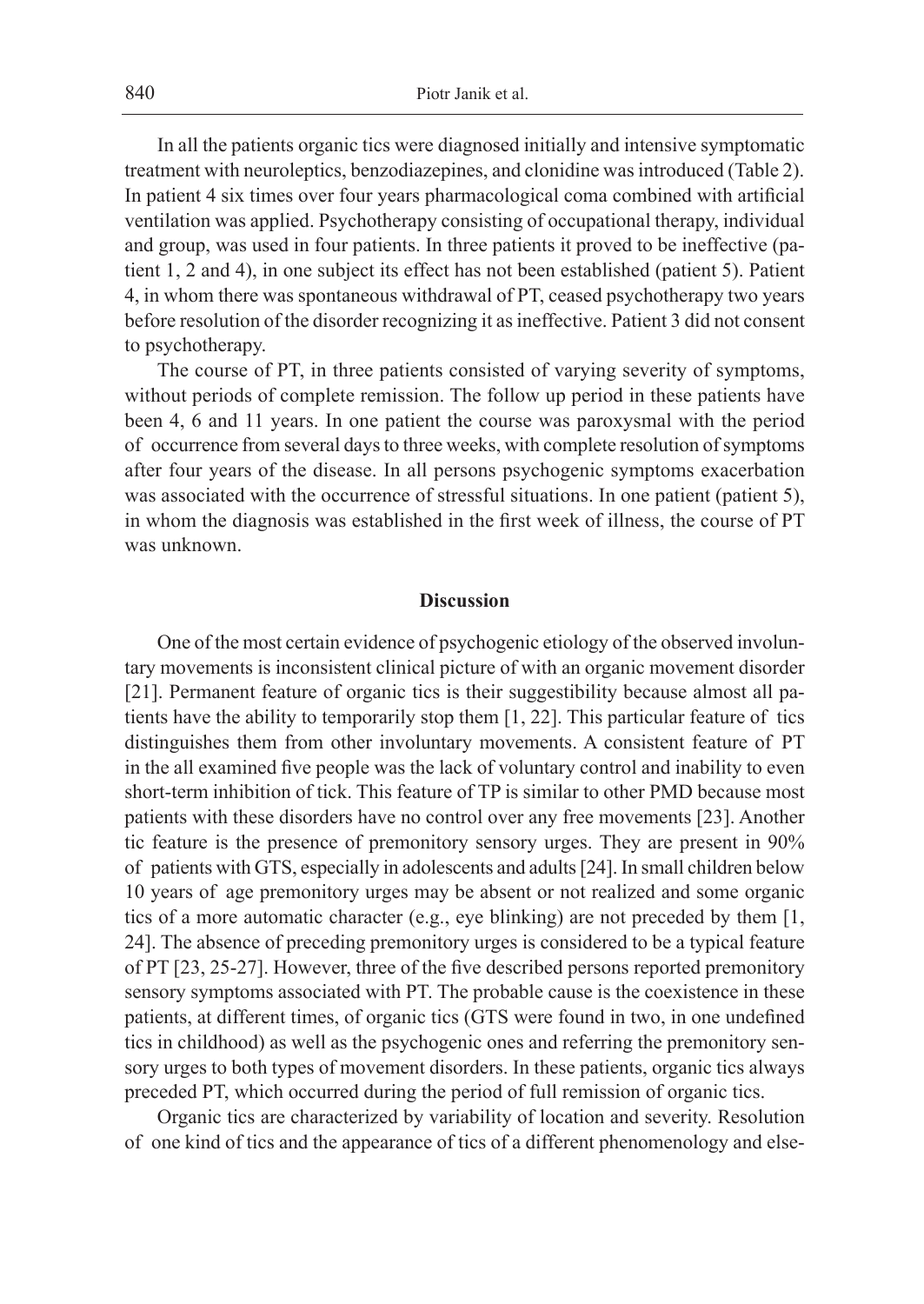In all the patients organic tics were diagnosed initially and intensive symptomatic treatment with neuroleptics, benzodiazepines, and clonidine was introduced (Table 2). In patient 4 six times over four years pharmacological coma combined with artificial ventilation was applied. Psychotherapy consisting of occupational therapy, individual and group, was used in four patients. In three patients it proved to be ineffective (patient 1, 2 and 4), in one subject its effect has not been established (patient 5). Patient 4, in whom there was spontaneous withdrawal of PT, ceased psychotherapy two years before resolution of the disorder recognizing it as ineffective. Patient 3 did not consent to psychotherapy.

The course of PT, in three patients consisted of varying severity of symptoms, without periods of complete remission. The follow up period in these patients have been 4, 6 and 11 years. In one patient the course was paroxysmal with the period of occurrence from several days to three weeks, with complete resolution of symptoms after four years of the disease. In all persons psychogenic symptoms exacerbation was associated with the occurrence of stressful situations. In one patient (patient 5), in whom the diagnosis was established in the first week of illness, the course of PT was unknown.

## Discussion

One of the most certain evidence of psychogenic etiology of the observed involuntary movements is inconsistent clinical picture of with an organic movement disorder [21]. Permanent feature of organic tics is their suggestibility because almost all patients have the ability to temporarily stop them [1, 22]. This particular feature of tics distinguishes them from other involuntary movements. A consistent feature of PT in the all examined five people was the lack of voluntary control and inability to even short-term inhibition of tick. This feature of TP is similar to other PMD because most patients with these disorders have no control over any free movements [23]. Another tic feature is the presence of premonitory sensory urges. They are present in 90% of patients with GTS, especially in adolescents and adults [24]. In small children below 10 years of age premonitory urges may be absent or not realized and some organic tics of a more automatic character (e.g., eye blinking) are not preceded by them [1, 24]. The absence of preceding premonitory urges is considered to be a typical feature of PT [23, 25-27]. However, three of the five described persons reported premonitory sensory symptoms associated with PT. The probable cause is the coexistence in these patients, at different times, of organic tics (GTS were found in two, in one undefined tics in childhood) as well as the psychogenic ones and referring the premonitory sensory urges to both types of movement disorders. In these patients, organic tics always preceded PT, which occurred during the period of full remission of organic tics.

Organic tics are characterized by variability of location and severity. Resolution of one kind of tics and the appearance of tics of a different phenomenology and else-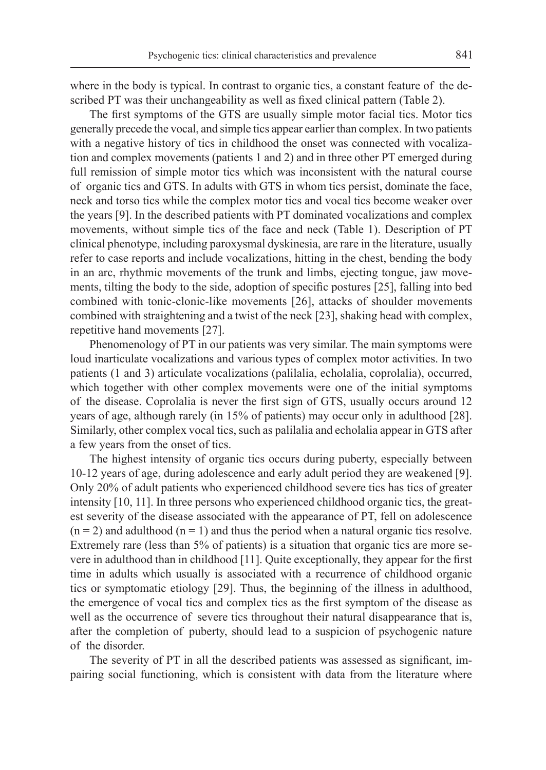where in the body is typical. In contrast to organic tics, a constant feature of the described PT was their unchangeability as well as fixed clinical pattern (Table 2).

The first symptoms of the GTS are usually simple motor facial tics. Motor tics generally precede the vocal, and simple tics appear earlier than complex. In two patients with a negative history of tics in childhood the onset was connected with vocalization and complex movements (patients 1 and 2) and in three other PT emerged during full remission of simple motor tics which was inconsistent with the natural course of organic tics and GTS. In adults with GTS in whom tics persist, dominate the face, neck and torso tics while the complex motor tics and vocal tics become weaker over the years [9]. In the described patients with PT dominated vocalizations and complex movements, without simple tics of the face and neck (Table 1). Description of PT clinical phenotype, including paroxysmal dyskinesia, are rare in the literature, usually refer to case reports and include vocalizations, hitting in the chest, bending the body in an arc, rhythmic movements of the trunk and limbs, ejecting tongue, jaw movements, tilting the body to the side, adoption of specific postures [25], falling into bed combined with tonic-clonic-like movements [26], attacks of shoulder movements combined with straightening and a twist of the neck [23], shaking head with complex, repetitive hand movements [27].

Phenomenology of PT in our patients was very similar. The main symptoms were loud inarticulate vocalizations and various types of complex motor activities. In two patients (1 and 3) articulate vocalizations (palilalia, echolalia, coprolalia), occurred, which together with other complex movements were one of the initial symptoms of the disease. Coprolalia is never the first sign of GTS, usually occurs around 12 years of age, although rarely (in 15% of patients) may occur only in adulthood [28]. Similarly, other complex vocal tics, such as palilalia and echolalia appear in GTS after a few years from the onset of tics.

The highest intensity of organic tics occurs during puberty, especially between 10-12 years of age, during adolescence and early adult period they are weakened [9]. Only 20% of adult patients who experienced childhood severe tics has tics of greater intensity [10, 11]. In three persons who experienced childhood organic tics, the greatest severity of the disease associated with the appearance of PT, fell on adolescence ($n = 2$) and adulthood ($n = 1$) and thus the period when a natural organic tics resolve. Extremely rare (less than 5% of patients) is a situation that organic tics are more severe in adulthood than in childhood [11]. Quite exceptionally, they appear for the first time in adults which usually is associated with a recurrence of childhood organic tics or symptomatic etiology [29]. Thus, the beginning of the illness in adulthood, the emergence of vocal tics and complex tics as the first symptom of the disease as well as the occurrence of severe tics throughout their natural disappearance that is, after the completion of puberty, should lead to a suspicion of psychogenic nature of the disorder.

The severity of PT in all the described patients was assessed as significant, impairing social functioning, which is consistent with data from the literature where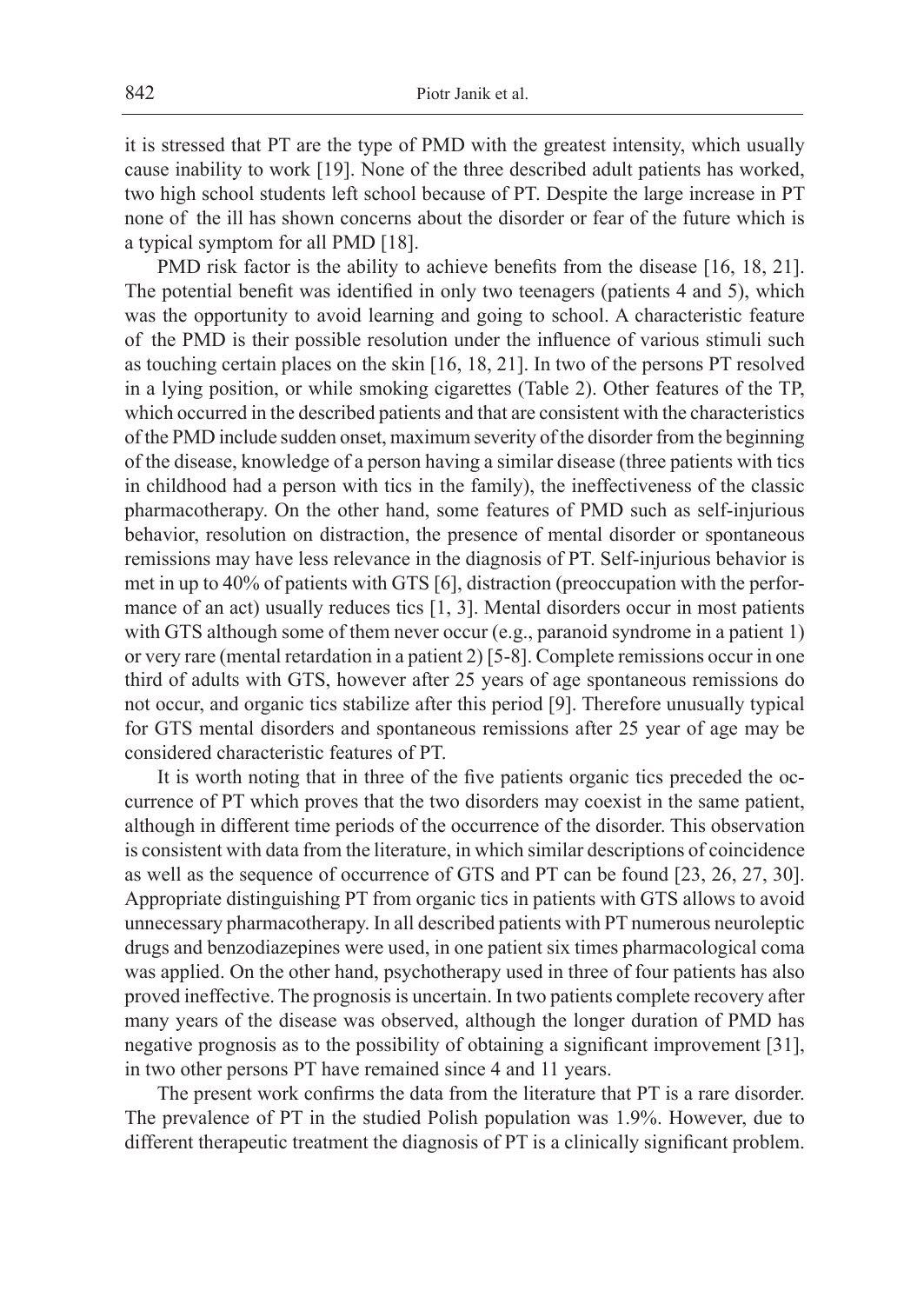it is stressed that PT are the type of PMD with the greatest intensity, which usually cause inability to work [19]. None of the three described adult patients has worked, two high school students left school because of PT. Despite the large increase in PT none of the ill has shown concerns about the disorder or fear of the future which is a typical symptom for all PMD [18].

PMD risk factor is the ability to achieve benefits from the disease [16, 18, 21]. The potential benefit was identified in only two teenagers (patients 4 and 5), which was the opportunity to avoid learning and going to school. A characteristic feature of the PMD is their possible resolution under the influence of various stimuli such as touching certain places on the skin [16, 18, 21]. In two of the persons PT resolved in a lying position, or while smoking cigarettes (Table 2). Other features of the TP, which occurred in the described patients and that are consistent with the characteristics of the PMD include sudden onset, maximum severity of the disorder from the beginning of the disease, knowledge of a person having a similar disease (three patients with tics in childhood had a person with tics in the family), the ineffectiveness of the classic pharmacotherapy. On the other hand, some features of PMD such as self-injurious behavior, resolution on distraction, the presence of mental disorder or spontaneous remissions may have less relevance in the diagnosis of PT. Self-injurious behavior is met in up to 40% of patients with GTS [6], distraction (preoccupation with the performance of an act) usually reduces tics [1, 3]. Mental disorders occur in most patients with GTS although some of them never occur (e.g., paranoid syndrome in a patient 1) or very rare (mental retardation in a patient 2) [5-8]. Complete remissions occur in one third of adults with GTS, however after 25 years of age spontaneous remissions do not occur, and organic tics stabilize after this period [9]. Therefore unusually typical for GTS mental disorders and spontaneous remissions after 25 year of age may be considered characteristic features of PT.

It is worth noting that in three of the five patients organic tics preceded the occurrence of PT which proves that the two disorders may coexist in the same patient, although in different time periods of the occurrence of the disorder. This observation is consistent with data from the literature, in which similar descriptions of coincidence as well as the sequence of occurrence of GTS and PT can be found [23, 26, 27, 30]. Appropriate distinguishing PT from organic tics in patients with GTS allows to avoid unnecessary pharmacotherapy. In all described patients with PT numerous neuroleptic drugs and benzodiazepines were used, in one patient six times pharmacological coma was applied. On the other hand, psychotherapy used in three of four patients has also proved ineffective. The prognosis is uncertain. In two patients complete recovery after many years of the disease was observed, although the longer duration of PMD has negative prognosis as to the possibility of obtaining a significant improvement [31], in two other persons PT have remained since 4 and 11 years.

The present work confirms the data from the literature that PT is a rare disorder. The prevalence of PT in the studied Polish population was 1.9%. However, due to different therapeutic treatment the diagnosis of PT is a clinically significant problem.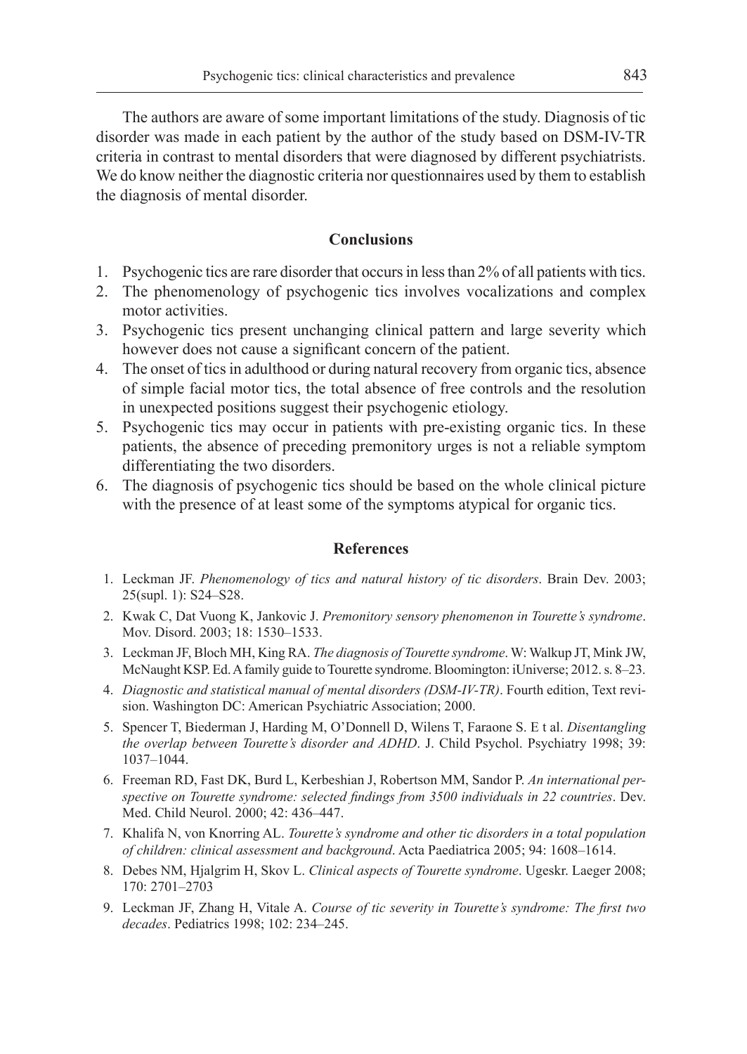The authors are aware of some important limitations of the study. Diagnosis of tic disorder was made in each patient by the author of the study based on DSM-IV-TR criteria in contrast to mental disorders that were diagnosed by different psychiatrists. We do know neither the diagnostic criteria nor questionnaires used by them to establish the diagnosis of mental disorder.

## Conclusions

1. Psychogenic tics are rare disorder that occurs in less than 2% of all patients with tics.
2. The phenomenology of psychogenic tics involves vocalizations and complex motor activities.
3. Psychogenic tics present unchanging clinical pattern and large severity which however does not cause a significant concern of the patient.
4. The onset of tics in adulthood or during natural recovery from organic tics, absence of simple facial motor tics, the total absence of free controls and the resolution in unexpected positions suggest their psychogenic etiology.
5. Psychogenic tics may occur in patients with pre-existing organic tics. In these patients, the absence of preceding premonitory urges is not a reliable symptom differentiating the two disorders.
6. The diagnosis of psychogenic tics should be based on the whole clinical picture with the presence of at least some of the symptoms atypical for organic tics.

## References

1. Leckman JF. *Phenomenology of tics and natural history of tic disorders*. Brain Dev. 2003; 25(supl. 1): S24–S28.
2. Kwak C, Dat Vuong K, Jankovic J. *Premonitory sensory phenomenon in Tourette's syndrome*. Mov. Disord. 2003; 18: 1530–1533.
3. Leckman JF, Bloch MH, King RA. *The diagnosis of Tourette syndrome*. W: Walkup JT, Mink JW, McNaught KSP. Ed. A family guide to Tourette syndrome. Bloomington: iUniverse; 2012. s. 8–23.
4. *Diagnostic and statistical manual of mental disorders (DSM-IV-TR)*. Fourth edition, Text revision. Washington DC: American Psychiatric Association; 2000.
5. Spencer T, Biederman J, Harding M, O'Donnell D, Wilens T, Faraone S. E t al. *Disentangling the overlap between Tourette's disorder and ADHD*. J. Child Psychol. Psychiatry 1998; 39: 1037–1044.
6. Freeman RD, Fast DK, Burd L, Kerbeshian J, Robertson MM, Sandor P. *An international perspective on Tourette syndrome: selected findings from 3500 individuals in 22 countries*. Dev. Med. Child Neurol. 2000; 42: 436–447.
7. Khalifa N, von Knorring AL. *Tourette's syndrome and other tic disorders in a total population of children: clinical assessment and background*. Acta Paediatrica 2005; 94: 1608–1614.
8. Debes NM, Hjalgrim H, Skov L. *Clinical aspects of Tourette syndrome*. Ugeskr. Laeger 2008; 170: 2701–2703
9. Leckman JF, Zhang H, Vitale A. *Course of tic severity in Tourette's syndrome: The first two decades*. Pediatrics 1998; 102: 234–245.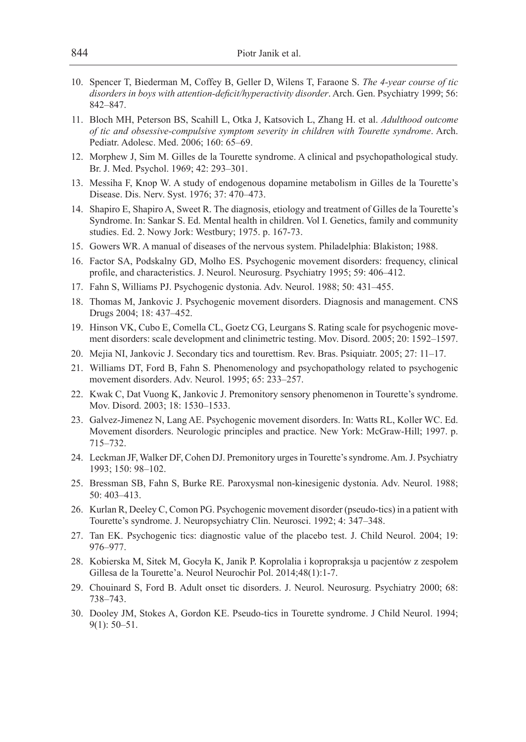10. Spencer T, Biederman M, Coffey B, Geller D, Wilens T, Faraone S. *The 4-year course of tic disorders in boys with attention-deficit/hyperactivity disorder*. Arch. Gen. Psychiatry 1999; 56: 842–847.
11. Bloch MH, Peterson BS, Scahill L, Otka J, Katsovich L, Zhang H. et al. *Adulthood outcome of tic and obsessive-compulsive symptom severity in children with Tourette syndrome*. Arch. Pediatr. Adolesc. Med. 2006; 160: 65–69.
12. Morphew J, Sim M. Gilles de la Tourette syndrome. A clinical and psychopathological study. Br. J. Med. Psychol. 1969; 42: 293–301.
13. Messiha F, Knop W. A study of endogenous dopamine metabolism in Gilles de la Tourette's Disease. Dis. Nerv. Syst. 1976; 37: 470–473.
14. Shapiro E, Shapiro A, Sweet R. The diagnosis, etiology and treatment of Gilles de la Tourette's Syndrome. In: Sankar S. Ed. Mental health in children. Vol I. Genetics, family and community studies. Ed. 2. Nowy Jork: Westbury; 1975. p. 167-73.
15. Gowers WR. A manual of diseases of the nervous system. Philadelphia: Blakiston; 1988.
16. Factor SA, Podskalny GD, Molho ES. Psychogenic movement disorders: frequency, clinical profile, and characteristics. J. Neurol. Neurosurg. Psychiatry 1995; 59: 406–412.
17. Fahn S, Williams PJ. Psychogenic dystonia. Adv. Neurol. 1988; 50: 431–455.
18. Thomas M, Jankovic J. Psychogenic movement disorders. Diagnosis and management. CNS Drugs 2004; 18: 437–452.
19. Hinson VK, Cubo E, Comella CL, Goetz CG, Leurgans S. Rating scale for psychogenic movement disorders: scale development and clinimetric testing. Mov. Disord. 2005; 20: 1592–1597.
20. Mejia NI, Jankovic J. Secondary tics and tourettism. Rev. Bras. Psiquiatr. 2005; 27: 11–17.
21. Williams DT, Ford B, Fahn S. Phenomenology and psychopathology related to psychogenic movement disorders. Adv. Neurol. 1995; 65: 233–257.
22. Kwak C, Dat Vuong K, Jankovic J. Premonitory sensory phenomenon in Tourette's syndrome. Mov. Disord. 2003; 18: 1530–1533.
23. Galvez-Jimenez N, Lang AE. Psychogenic movement disorders. In: Watts RL, Koller WC. Ed. Movement disorders. Neurologic principles and practice. New York: McGraw-Hill; 1997. p. 715–732.
24. Leckman JF, Walker DF, Cohen DJ. Premonitory urges in Tourette's syndrome. Am. J. Psychiatry 1993; 150: 98–102.
25. Bressman SB, Fahn S, Burke RE. Paroxysmal non-kinesigenic dystonia. Adv. Neurol. 1988; 50: 403–413.
26. Kurlan R, Deeley C, Comon PG. Psychogenic movement disorder (pseudo-tics) in a patient with Tourette's syndrome. J. Neuropsychiatry Clin. Neurosci. 1992; 4: 347–348.
27. Tan EK. Psychogenic tics: diagnostic value of the placebo test. J. Child Neurol. 2004; 19: 976–977.
28. Kobierska M, Sitek M, Gocyła K, Janik P. Koprolalia i kopropraksja u pacjentów z zespołem Gillesa de la Tourette'a. Neurol Neurochir Pol. 2014;48(1):1-7.
29. Chouinard S, Ford B. Adult onset tic disorders. J. Neurol. Neurosurg. Psychiatry 2000; 68: 738–743.
30. Dooley JM, Stokes A, Gordon KE. Pseudo-tics in Tourette syndrome. J Child Neurol. 1994; 9(1): 50–51.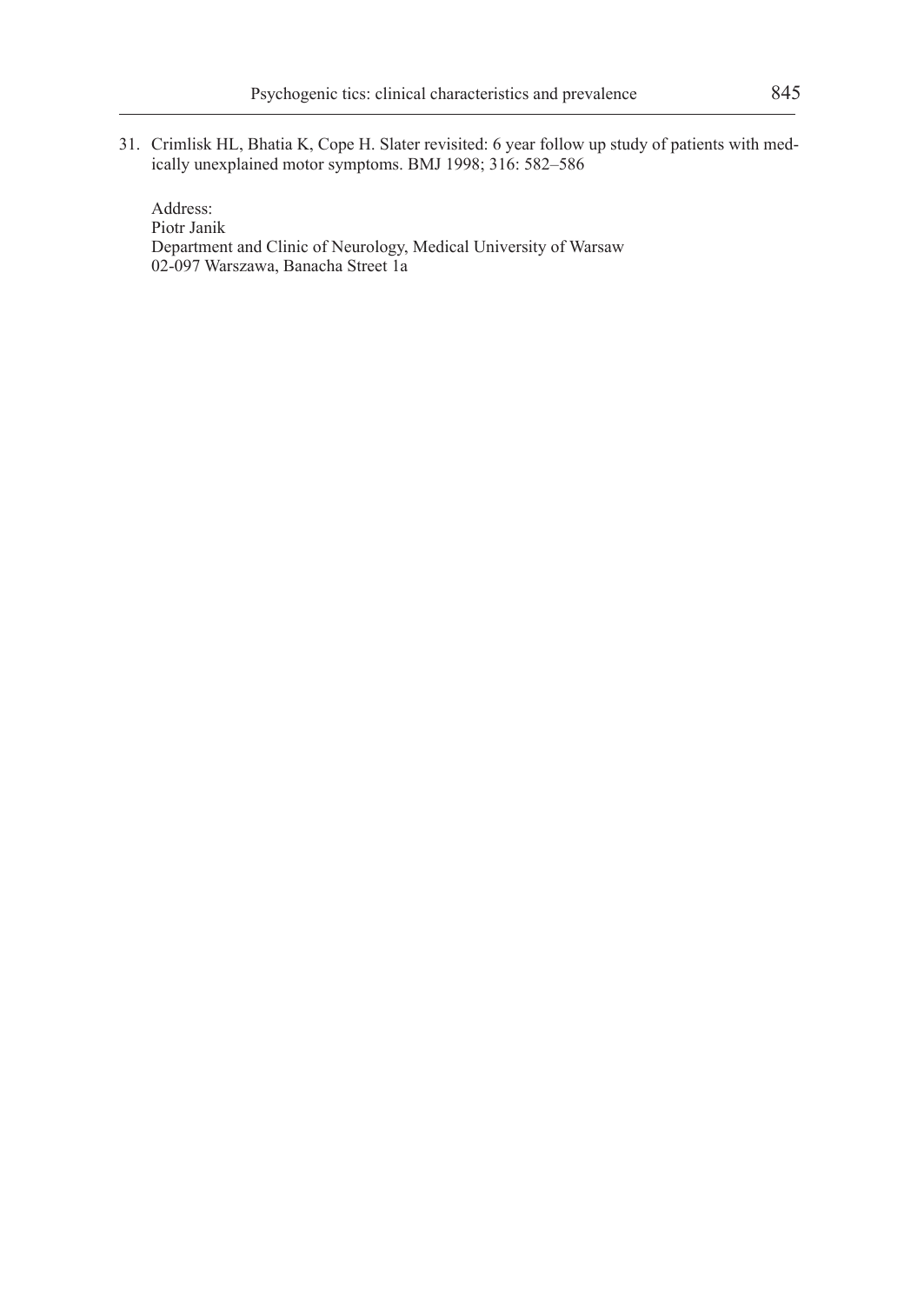31. Crimlisk HL, Bhatia K, Cope H. Slater revisited: 6 year follow up study of patients with medically unexplained motor symptoms. BMJ 1998; 316: 582–586

Address:
Piotr Janik
Department and Clinic of Neurology, Medical University of Warsaw
02-097 Warszawa, Banacha Street 1a